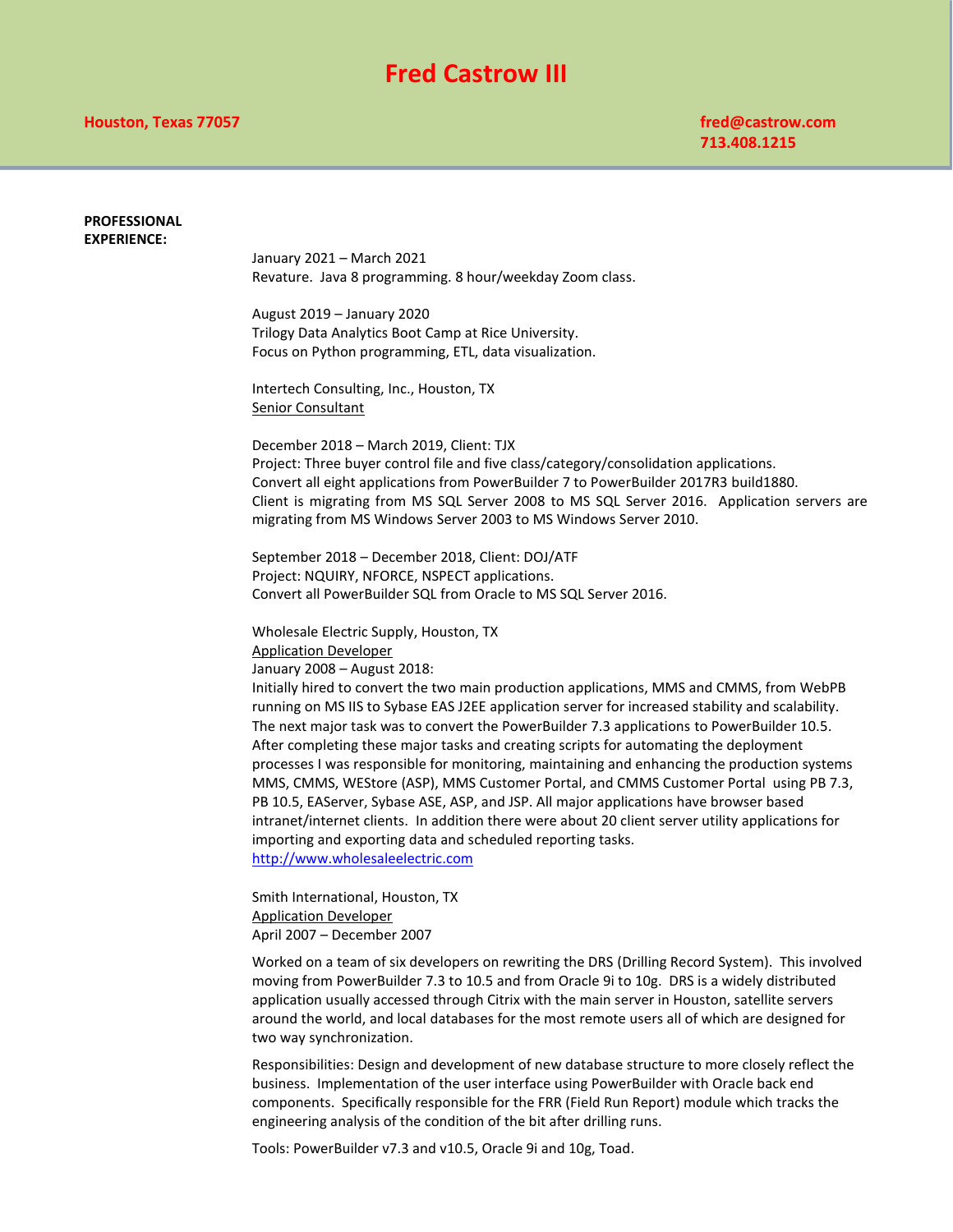# Fred Castrow III

**Houston, Texas 77057**

**fred@castrow.com**
**713.408.1215**

## PROFESSIONAL EXPERIENCE:

January 2021 – March 2021
Revature. Java 8 programming. 8 hour/weekday Zoom class.

August 2019 – January 2020
Trilogy Data Analytics Boot Camp at Rice University.
Focus on Python programming, ETL, data visualization.

Intertech Consulting, Inc., Houston, TX
Senior Consultant

December 2018 – March 2019, Client: TJX
Project: Three buyer control file and five class/category/consolidation applications.
Convert all eight applications from PowerBuilder 7 to PowerBuilder 2017R3 build1880.
Client is migrating from MS SQL Server 2008 to MS SQL Server 2016. Application servers are migrating from MS Windows Server 2003 to MS Windows Server 2010.

September 2018 – December 2018, Client: DOJ/ATF
Project: NQUIRY, NFORCE, NSPECT applications.
Convert all PowerBuilder SQL from Oracle to MS SQL Server 2016.

Wholesale Electric Supply, Houston, TX
Application Developer
January 2008 – August 2018:
Initially hired to convert the two main production applications, MMS and CMMS, from WebPB running on MS IIS to Sybase EAS J2EE application server for increased stability and scalability. The next major task was to convert the PowerBuilder 7.3 applications to PowerBuilder 10.5. After completing these major tasks and creating scripts for automating the deployment processes I was responsible for monitoring, maintaining and enhancing the production systems MMS, CMMS, WEStore (ASP), MMS Customer Portal, and CMMS Customer Portal using PB 7.3, PB 10.5, EAServer, Sybase ASE, ASP, and JSP. All major applications have browser based intranet/internet clients. In addition there were about 20 client server utility applications for importing and exporting data and scheduled reporting tasks.
http://www.wholesaleelectric.com

Smith International, Houston, TX
Application Developer
April 2007 – December 2007

Worked on a team of six developers on rewriting the DRS (Drilling Record System). This involved moving from PowerBuilder 7.3 to 10.5 and from Oracle 9i to 10g. DRS is a widely distributed application usually accessed through Citrix with the main server in Houston, satellite servers around the world, and local databases for the most remote users all of which are designed for two way synchronization.

Responsibilities: Design and development of new database structure to more closely reflect the business. Implementation of the user interface using PowerBuilder with Oracle back end components. Specifically responsible for the FRR (Field Run Report) module which tracks the engineering analysis of the condition of the bit after drilling runs.

Tools: PowerBuilder v7.3 and v10.5, Oracle 9i and 10g, Toad.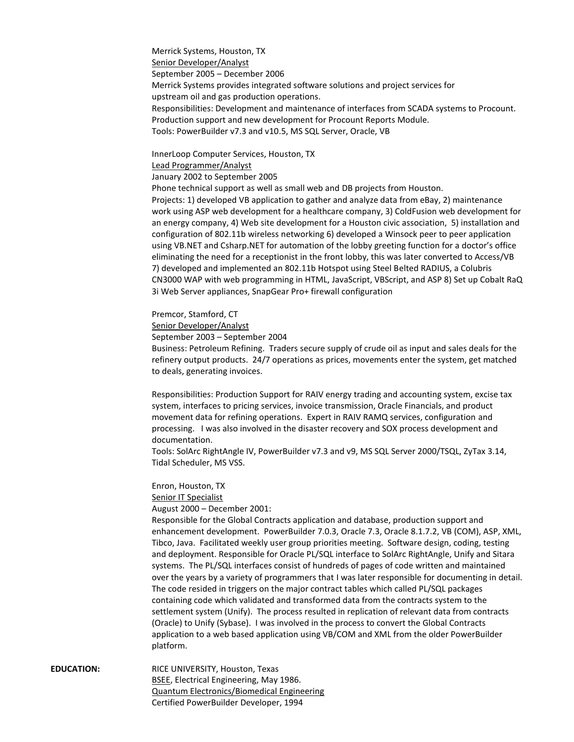Merrick Systems, Houston, TX
Senior Developer/Analyst
September 2005 – December 2006
Merrick Systems provides integrated software solutions and project services for upstream oil and gas production operations.
Responsibilities: Development and maintenance of interfaces from SCADA systems to Procount. Production support and new development for Procount Reports Module.
Tools: PowerBuilder v7.3 and v10.5, MS SQL Server, Oracle, VB

InnerLoop Computer Services, Houston, TX
Lead Programmer/Analyst
January 2002 to September 2005
Phone technical support as well as small web and DB projects from Houston.
Projects: 1) developed VB application to gather and analyze data from eBay, 2) maintenance work using ASP web development for a healthcare company, 3) ColdFusion web development for an energy company, 4) Web site development for a Houston civic association, 5) installation and configuration of 802.11b wireless networking 6) developed a Winsock peer to peer application using VB.NET and Csharp.NET for automation of the lobby greeting function for a doctor's office eliminating the need for a receptionist in the front lobby, this was later converted to Access/VB 7) developed and implemented an 802.11b Hotspot using Steel Belted RADIUS, a Colubris CN3000 WAP with web programming in HTML, JavaScript, VBScript, and ASP 8) Set up Cobalt RaQ 3i Web Server appliances, SnapGear Pro+ firewall configuration

Premcor, Stamford, CT
Senior Developer/Analyst
September 2003 – September 2004
Business: Petroleum Refining. Traders secure supply of crude oil as input and sales deals for the refinery output products. 24/7 operations as prices, movements enter the system, get matched to deals, generating invoices.

Responsibilities: Production Support for RAIV energy trading and accounting system, excise tax system, interfaces to pricing services, invoice transmission, Oracle Financials, and product movement data for refining operations. Expert in RAIV RAMQ services, configuration and processing. I was also involved in the disaster recovery and SOX process development and documentation.
Tools: SolArc RightAngle IV, PowerBuilder v7.3 and v9, MS SQL Server 2000/TSQL, ZyTax 3.14, Tidal Scheduler, MS VSS.

Enron, Houston, TX
Senior IT Specialist
August 2000 – December 2001:
Responsible for the Global Contracts application and database, production support and enhancement development. PowerBuilder 7.0.3, Oracle 7.3, Oracle 8.1.7.2, VB (COM), ASP, XML, Tibco, Java. Facilitated weekly user group priorities meeting. Software design, coding, testing and deployment. Responsible for Oracle PL/SQL interface to SolArc RightAngle, Unify and Sitara systems. The PL/SQL interfaces consist of hundreds of pages of code written and maintained over the years by a variety of programmers that I was later responsible for documenting in detail. The code resided in triggers on the major contract tables which called PL/SQL packages containing code which validated and transformed data from the contracts system to the settlement system (Unify). The process resulted in replication of relevant data from contracts (Oracle) to Unify (Sybase). I was involved in the process to convert the Global Contracts application to a web based application using VB/COM and XML from the older PowerBuilder platform.

**EDUCATION:**

RICE UNIVERSITY, Houston, Texas
BSEE, Electrical Engineering, May 1986.
Quantum Electronics/Biomedical Engineering
Certified PowerBuilder Developer, 1994